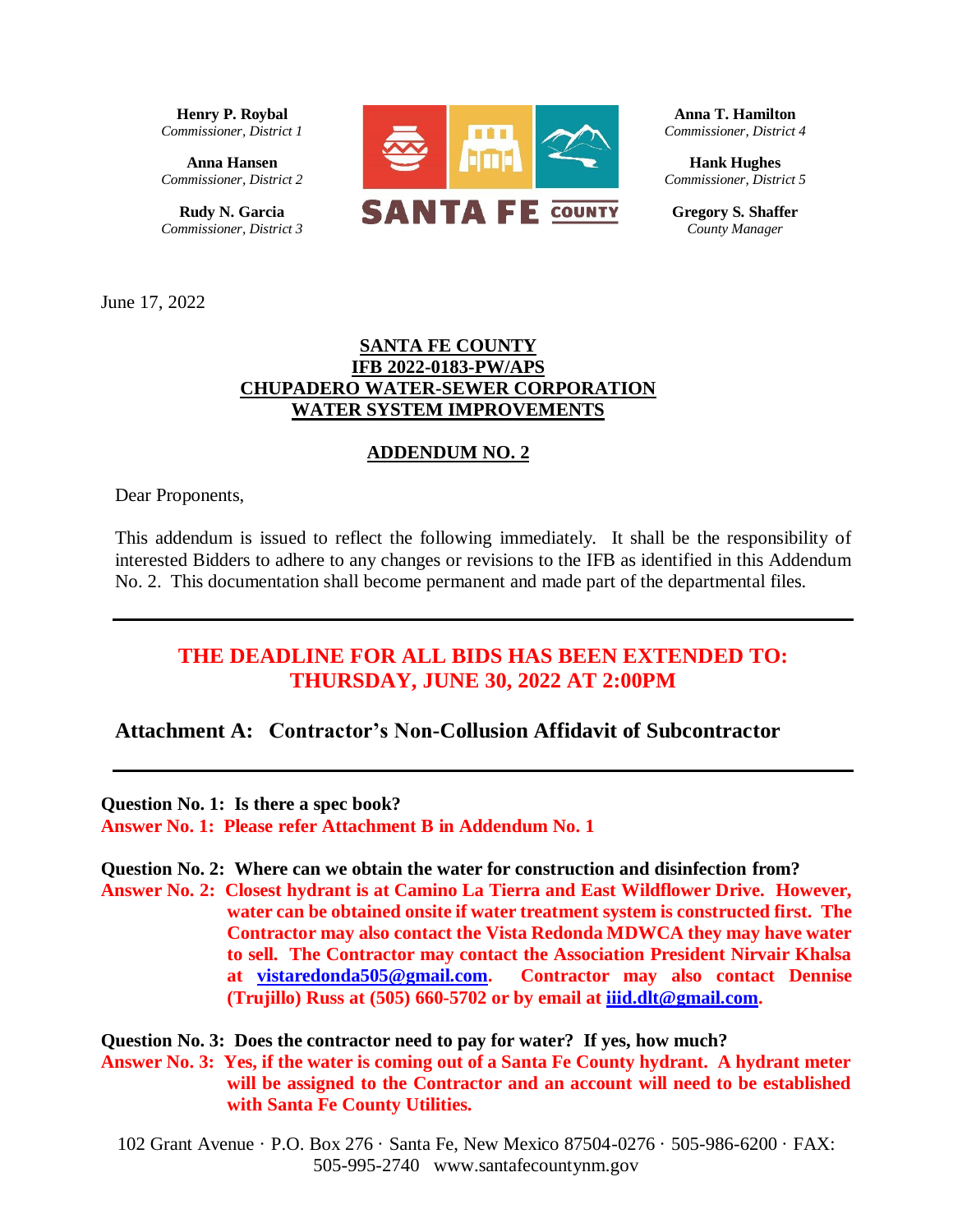**Henry P. Roybal**
*Commissioner, District 1*

**Anna Hansen**
*Commissioner, District 2*

**Rudy N. Garcia**
*Commissioner, District 3*

SANTA FE COUNTY

**Anna T. Hamilton**
*Commissioner, District 4*

**Hank Hughes**
*Commissioner, District 5*

**Gregory S. Shaffer**
*County Manager*

June 17, 2022

**SANTA FE COUNTY**
**IFB 2022-0183-PW/APS**
**CHUPADERO WATER-SEWER CORPORATION**
**WATER SYSTEM IMPROVEMENTS**

**ADDENDUM NO. 2**

Dear Proponents,

This addendum is issued to reflect the following immediately. It shall be the responsibility of interested Bidders to adhere to any changes or revisions to the IFB as identified in this Addendum No. 2. This documentation shall become permanent and made part of the departmental files.

---

## THE DEADLINE FOR ALL BIDS HAS BEEN EXTENDED TO: THURSDAY, JUNE 30, 2022 AT 2:00PM

### Attachment A: Contractor's Non-Collusion Affidavit of Subcontractor

---

**Question No. 1: Is there a spec book?**
**Answer No. 1: Please refer Attachment B in Addendum No. 1**

**Question No. 2: Where can we obtain the water for construction and disinfection from?**
**Answer No. 2: Closest hydrant is at Camino La Tierra and East Wildflower Drive. However, water can be obtained onsite if water treatment system is constructed first. The Contractor may also contact the Vista Redonda MDWCA they may have water to sell. The Contractor may contact the Association President Nirvair Khalsa at vistaredonda505@gmail.com. Contractor may also contact Dennise (Trujillo) Russ at (505) 660-5702 or by email at iiid.dlt@gmail.com.**

**Question No. 3: Does the contractor need to pay for water? If yes, how much?**
**Answer No. 3: Yes, if the water is coming out of a Santa Fe County hydrant. A hydrant meter will be assigned to the Contractor and an account will need to be established with Santa Fe County Utilities.**

102 Grant Avenue · P.O. Box 276 · Santa Fe, New Mexico 87504-0276 · 505-986-6200 · FAX: 505-995-2740 www.santafecountynm.gov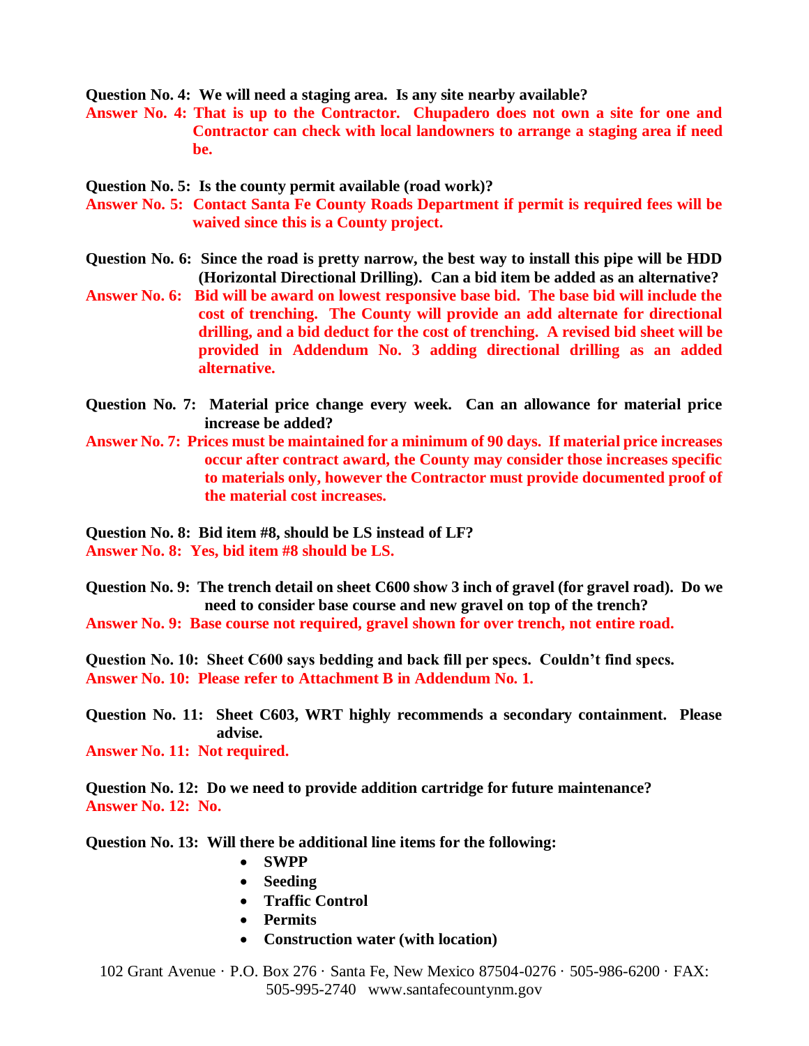**Question No. 4: We will need a staging area. Is any site nearby available?**

**Answer No. 4: That is up to the Contractor. Chupadero does not own a site for one and Contractor can check with local landowners to arrange a staging area if need be.**

**Question No. 5: Is the county permit available (road work)?**

**Answer No. 5: Contact Santa Fe County Roads Department if permit is required fees will be waived since this is a County project.**

**Question No. 6: Since the road is pretty narrow, the best way to install this pipe will be HDD (Horizontal Directional Drilling). Can a bid item be added as an alternative?**

**Answer No. 6: Bid will be award on lowest responsive base bid. The base bid will include the cost of trenching. The County will provide an add alternate for directional drilling, and a bid deduct for the cost of trenching. A revised bid sheet will be provided in Addendum No. 3 adding directional drilling as an added alternative.**

**Question No. 7: Material price change every week. Can an allowance for material price increase be added?**

**Answer No. 7: Prices must be maintained for a minimum of 90 days. If material price increases occur after contract award, the County may consider those increases specific to materials only, however the Contractor must provide documented proof of the material cost increases.**

**Question No. 8: Bid item #8, should be LS instead of LF?**

**Answer No. 8: Yes, bid item #8 should be LS.**

**Question No. 9: The trench detail on sheet C600 show 3 inch of gravel (for gravel road). Do we need to consider base course and new gravel on top of the trench?**

**Answer No. 9: Base course not required, gravel shown for over trench, not entire road.**

**Question No. 10: Sheet C600 says bedding and back fill per specs. Couldn't find specs.**

**Answer No. 10: Please refer to Attachment B in Addendum No. 1.**

**Question No. 11: Sheet C603, WRT highly recommends a secondary containment. Please advise.**

**Answer No. 11: Not required.**

**Question No. 12: Do we need to provide addition cartridge for future maintenance?**

**Answer No. 12: No.**

**Question No. 13: Will there be additional line items for the following:**

- **SWPP**
- **Seeding**
- **Traffic Control**
- **Permits**
- **Construction water (with location)**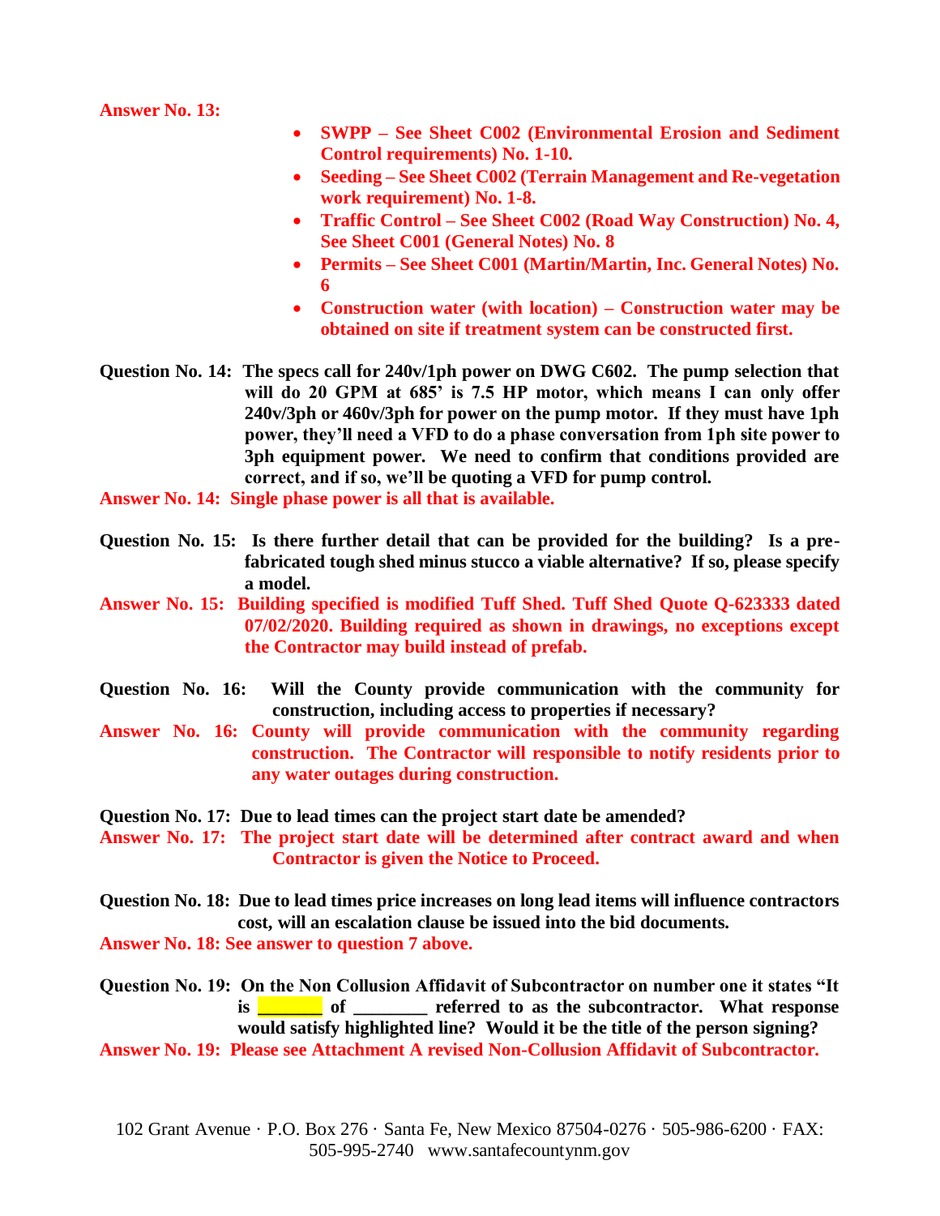**Answer No. 13:**

- **SWPP – See Sheet C002 (Environmental Erosion and Sediment Control requirements) No. 1-10.**
- **Seeding – See Sheet C002 (Terrain Management and Re-vegetation work requirement) No. 1-8.**
- **Traffic Control – See Sheet C002 (Road Way Construction) No. 4, See Sheet C001 (General Notes) No. 8**
- **Permits – See Sheet C001 (Martin/Martin, Inc. General Notes) No. 6**
- **Construction water (with location) – Construction water may be obtained on site if treatment system can be constructed first.**

**Question No. 14: The specs call for 240v/1ph power on DWG C602. The pump selection that will do 20 GPM at 685' is 7.5 HP motor, which means I can only offer 240v/3ph or 460v/3ph for power on the pump motor. If they must have 1ph power, they'll need a VFD to do a phase conversation from 1ph site power to 3ph equipment power. We need to confirm that conditions provided are correct, and if so, we'll be quoting a VFD for pump control.**

**Answer No. 14: Single phase power is all that is available.**

**Question No. 15: Is there further detail that can be provided for the building? Is a pre-fabricated tough shed minus stucco a viable alternative? If so, please specify a model.**

**Answer No. 15: Building specified is modified Tuff Shed. Tuff Shed Quote Q-623333 dated 07/02/2020. Building required as shown in drawings, no exceptions except the Contractor may build instead of prefab.**

**Question No. 16: Will the County provide communication with the community for construction, including access to properties if necessary?**

**Answer No. 16: County will provide communication with the community regarding construction. The Contractor will responsible to notify residents prior to any water outages during construction.**

**Question No. 17: Due to lead times can the project start date be amended?**

**Answer No. 17: The project start date will be determined after contract award and when Contractor is given the Notice to Proceed.**

**Question No. 18: Due to lead times price increases on long lead items will influence contractors cost, will an escalation clause be issued into the bid documents.**

**Answer No. 18: See answer to question 7 above.**

**Question No. 19: On the Non Collusion Affidavit of Subcontractor on number one it states "It is _______ of ________ referred to as the subcontractor. What response would satisfy highlighted line? Would it be the title of the person signing?**

**Answer No. 19: Please see Attachment A revised Non-Collusion Affidavit of Subcontractor.**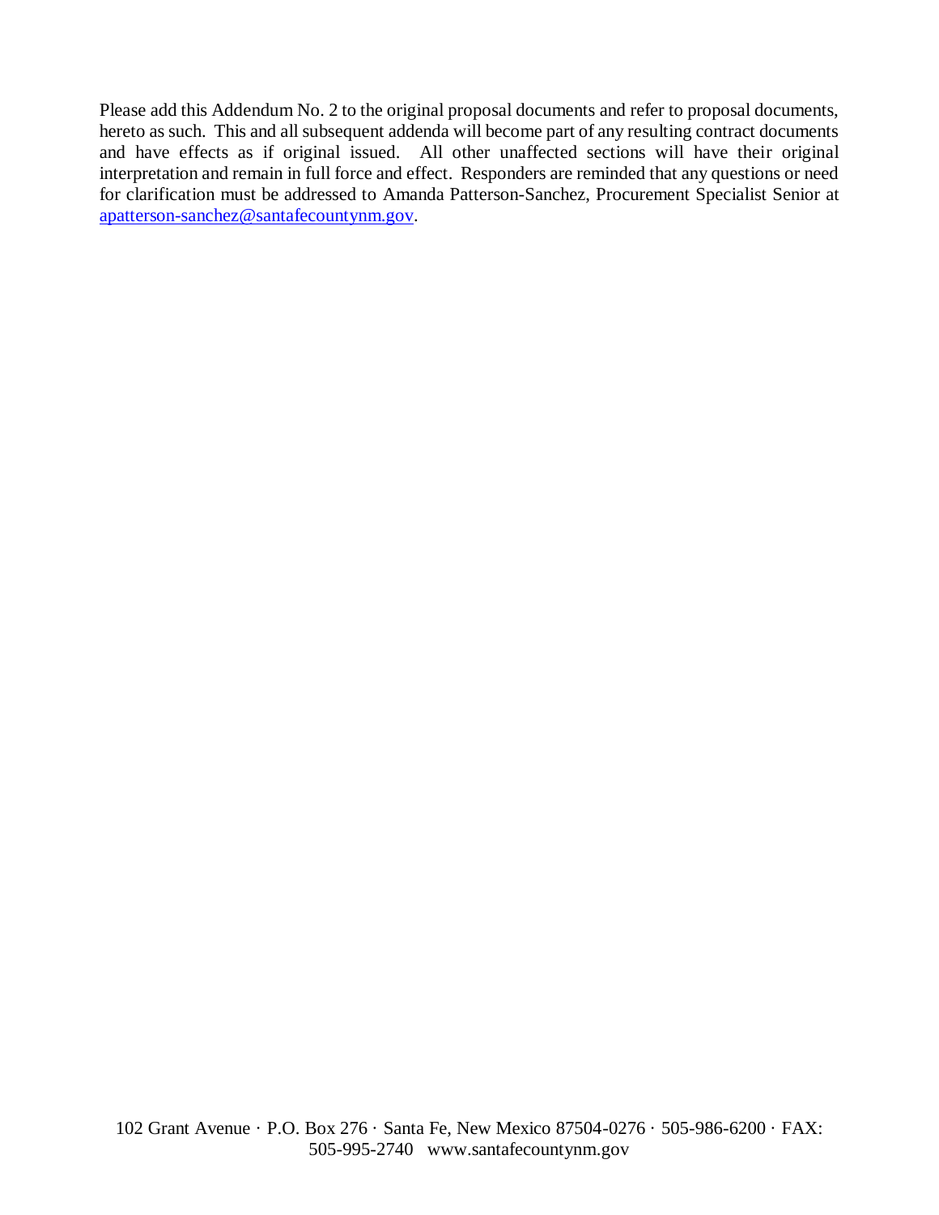Please add this Addendum No. 2 to the original proposal documents and refer to proposal documents, hereto as such. This and all subsequent addenda will become part of any resulting contract documents and have effects as if original issued. All other unaffected sections will have their original interpretation and remain in full force and effect. Responders are reminded that any questions or need for clarification must be addressed to Amanda Patterson-Sanchez, Procurement Specialist Senior at apatterson-sanchez@santafecountynm.gov.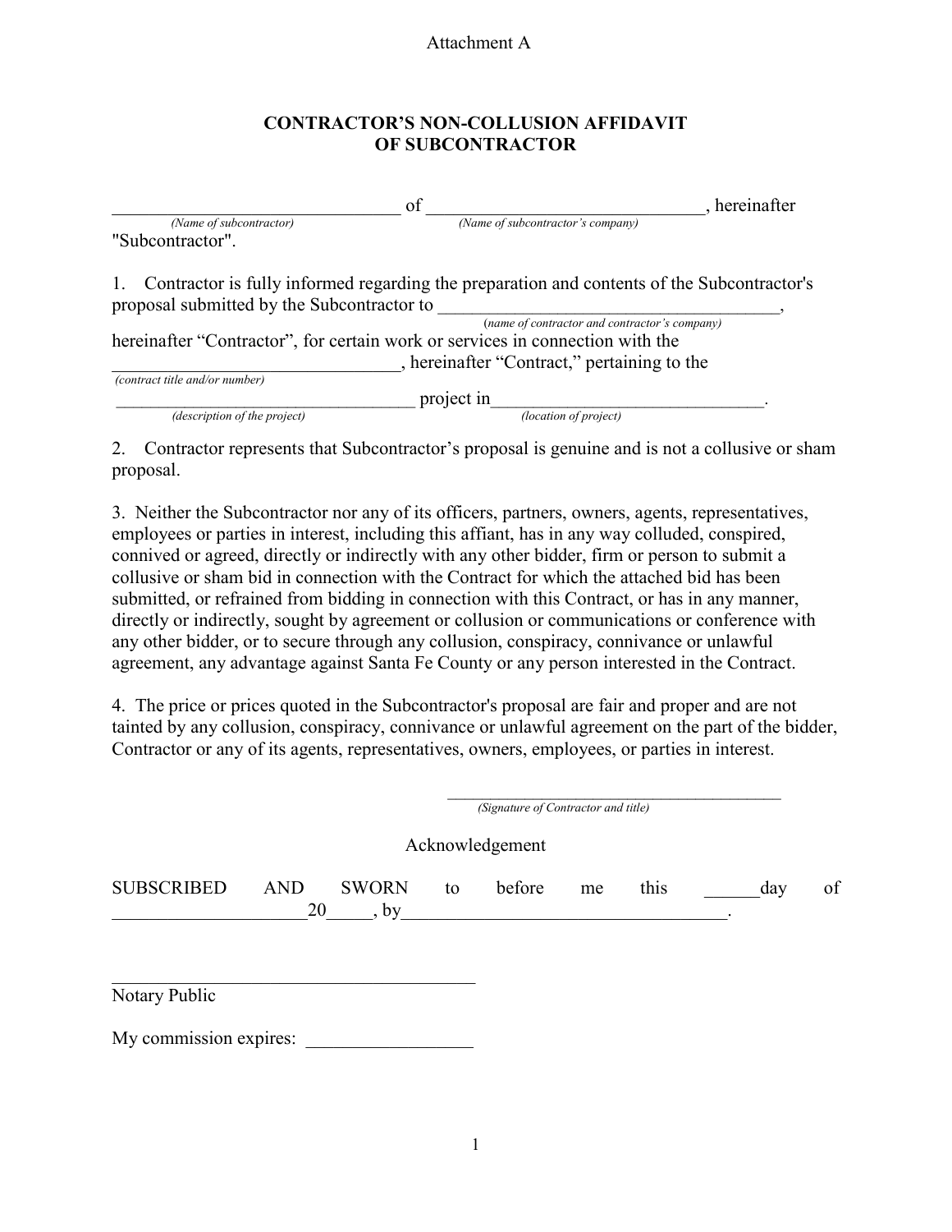Attachment A

# CONTRACTOR'S NON-COLLUSION AFFIDAVIT OF SUBCONTRACTOR

_______________________________ of ____________________________, hereinafter "Subcontractor".
*(Name of subcontractor)* *(Name of subcontractor's company)*

1. Contractor is fully informed regarding the preparation and contents of the Subcontractor's proposal submitted by the Subcontractor to ______________________________________,
*(name of contractor and contractor's company)*
hereinafter "Contractor", for certain work or services in connection with the _______________________________, hereinafter "Contract," pertaining to the
*(contract title and/or number)*
__________________________________ project in______________________________.
*(description of the project)* *(location of project)*

2. Contractor represents that Subcontractor's proposal is genuine and is not a collusive or sham proposal.

3. Neither the Subcontractor nor any of its officers, partners, owners, agents, representatives, employees or parties in interest, including this affiant, has in any way colluded, conspired, connived or agreed, directly or indirectly with any other bidder, firm or person to submit a collusive or sham bid in connection with the Contract for which the attached bid has been submitted, or refrained from bidding in connection with this Contract, or has in any manner, directly or indirectly, sought by agreement or collusion or communications or conference with any other bidder, or to secure through any collusion, conspiracy, connivance or unlawful agreement, any advantage against Santa Fe County or any person interested in the Contract.

4. The price or prices quoted in the Subcontractor's proposal are fair and proper and are not tainted by any collusion, conspiracy, connivance or unlawful agreement on the part of the bidder, Contractor or any of its agents, representatives, owners, employees, or parties in interest.

__________________________________________
*(Signature of Contractor and title)*

Acknowledgement

SUBSCRIBED AND SWORN to before me this ______day of ____________________20_____, by____________________________________.

________________________________________
Notary Public

My commission expires: __________________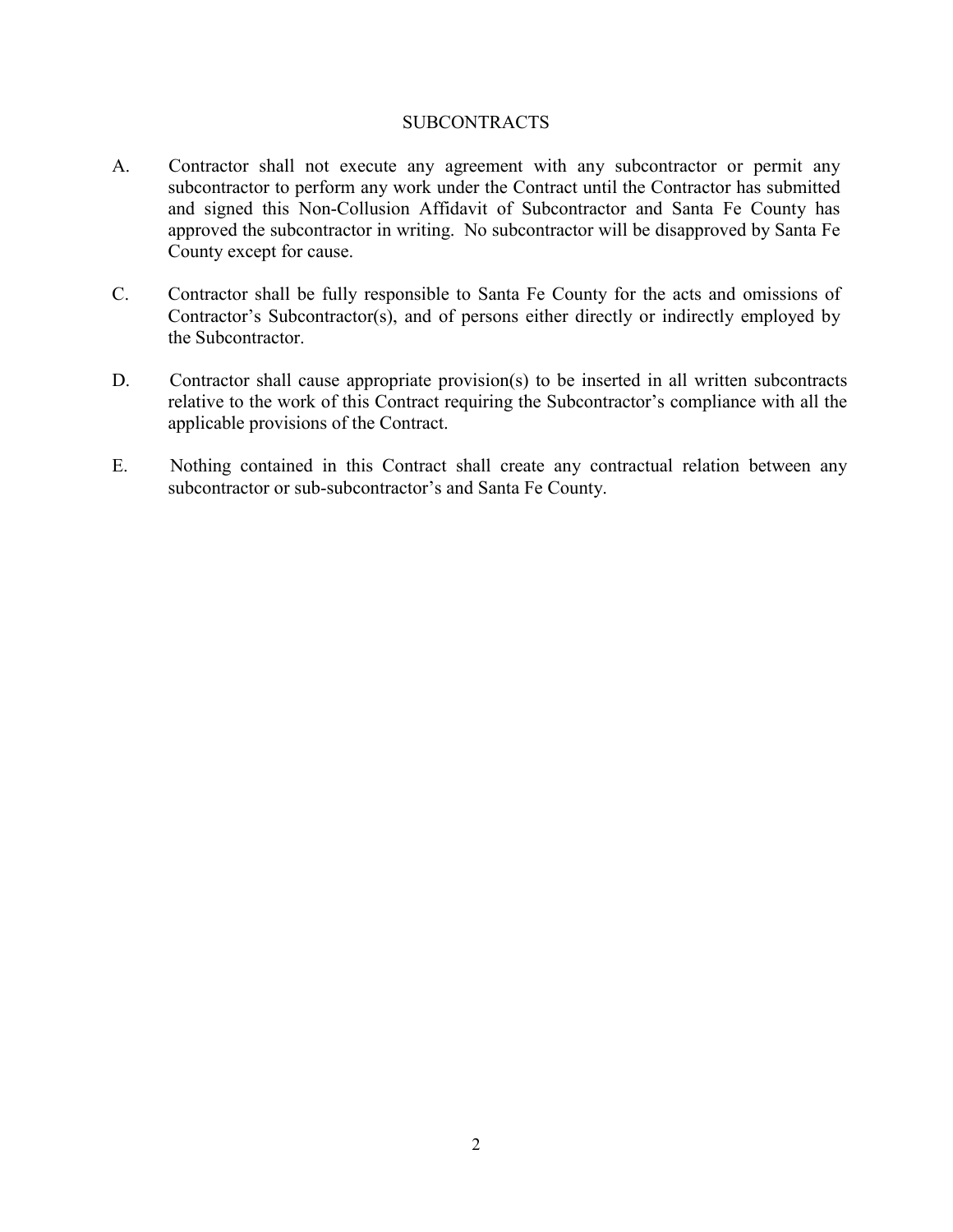## SUBCONTRACTS

A. Contractor shall not execute any agreement with any subcontractor or permit any subcontractor to perform any work under the Contract until the Contractor has submitted and signed this Non-Collusion Affidavit of Subcontractor and Santa Fe County has approved the subcontractor in writing. No subcontractor will be disapproved by Santa Fe County except for cause.

C. Contractor shall be fully responsible to Santa Fe County for the acts and omissions of Contractor's Subcontractor(s), and of persons either directly or indirectly employed by the Subcontractor.

D. Contractor shall cause appropriate provision(s) to be inserted in all written subcontracts relative to the work of this Contract requiring the Subcontractor's compliance with all the applicable provisions of the Contract.

E. Nothing contained in this Contract shall create any contractual relation between any subcontractor or sub-subcontractor's and Santa Fe County.